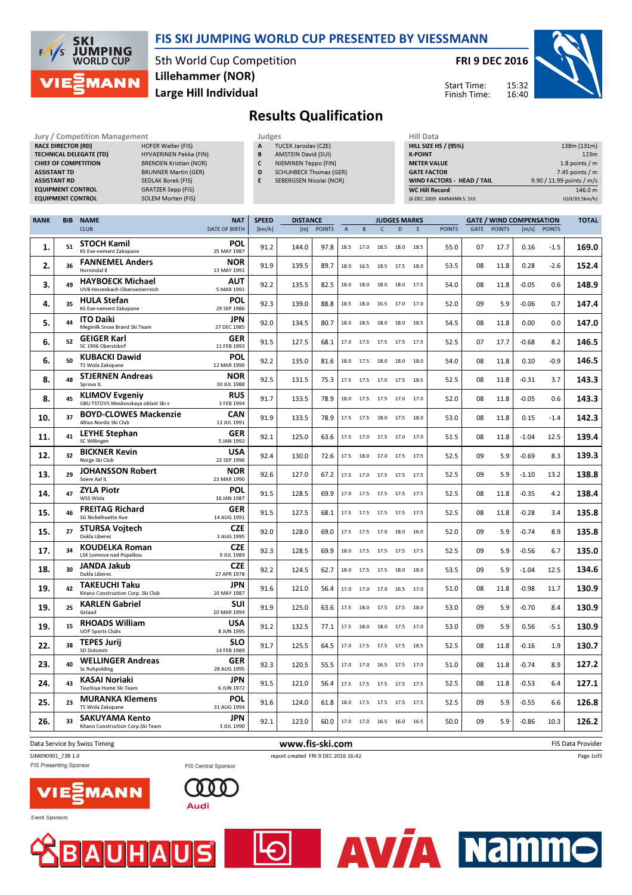# FIS SKI JUMPING WORLD CUP PRESENTED BY VIESSMANN

5th World Cup Competition
Lillehammer (NOR)
Large Hill Individual

FRI 9 DEC 2016

Start Time: 15:32
Finish Time: 16:40

## Results Qualification

**Jury / Competition Management**

| | |
|---|---|
| RACE DIRECTOR (RD) | HOFER Walter (FIS) |
| TECHNICAL DELEGATE (TD) | HYVAERINEN Pekka (FIN) |
| CHIEF OF COMPETITION | BRENDEN Kristian (NOR) |
| ASSISTANT TD | BRUNNER Martin (GER) |
| ASSISTANT RD | SEDLAK Borek (FIS) |
| EQUIPMENT CONTROL | GRATZER Sepp (FIS) |
| EQUIPMENT CONTROL | SOLEM Morten (FIS) |

**Judges**

| | |
|---|---|
| A | TUCEK Jaroslav (CZE) |
| B | AMSTEIN David (SUI) |
| C | NIEMINEN Teppo (FIN) |
| D | SCHUHBECK Thomas (GER) |
| E | SEBERGSEN Nicolai (NOR) |

**Hill Data**

| | |
|---|---|
| HILL SIZE HS / (95%) | 138m (131m) |
| K-POINT | 123m |
| METER VALUE | 1.8 points / m |
| GATE FACTOR | 7.45 points / m |
| WIND FACTORS - HEAD / TAIL | 9.90 / 11.99 points / m/s |
| WC Hill Record | 146.0 m |
| (6 DEC 2009 AMMANN S. SUI | G10/93.5km/h) |

| RANK | BIB | NAME / CLUB | NAT / DATE OF BIRTH | SPEED [km/h] | DISTANCE [m] | DISTANCE POINTS | A | B | C | D | E | JUDGES POINTS | GATE | GATE POINTS | WIND [m/s] | WIND POINTS | TOTAL |
|---|---|---|---|---|---|---|---|---|---|---|---|---|---|---|---|---|---|
| 1. | 51 | STOCH Kamil / KS Eve-nement Zakopane | POL / 25 MAY 1987 | 91.2 | 144.0 | 97.8 | 18.5 | 17.0 | 18.5 | 18.0 | 18.5 | 55.0 | 07 | 17.7 | 0.16 | -1.5 | 169.0 |
| 2. | 36 | FANNEMEL Anders / Hornindal Il | NOR / 13 MAY 1991 | 91.9 | 139.5 | 89.7 | 18.0 | 16.5 | 18.5 | 17.5 | 18.0 | 53.5 | 08 | 11.8 | 0.28 | -2.6 | 152.4 |
| 3. | 49 | HAYBOECK Michael / UVB Hinzenbach-Oberoesterreich | AUT / 5 MAR 1991 | 92.2 | 135.5 | 82.5 | 18.0 | 18.0 | 18.0 | 18.0 | 17.5 | 54.0 | 08 | 11.8 | -0.05 | 0.6 | 148.9 |
| 4. | 35 | HULA Stefan / KS Eve-nement Zakopane | POL / 29 SEP 1986 | 92.3 | 139.0 | 88.8 | 18.5 | 18.0 | 16.5 | 17.0 | 17.0 | 52.0 | 09 | 5.9 | -0.06 | 0.7 | 147.4 |
| 5. | 44 | ITO Daiki / Megmilk Snow Brand Ski Team | JPN / 27 DEC 1985 | 92.0 | 134.5 | 80.7 | 18.0 | 18.5 | 18.0 | 18.0 | 18.5 | 54.5 | 08 | 11.8 | 0.00 | 0.0 | 147.0 |
| 6. | 52 | GEIGER Karl / SC 1906 Oberstdorf | GER / 11 FEB 1993 | 91.5 | 127.5 | 68.1 | 17.0 | 17.5 | 17.5 | 17.5 | 17.5 | 52.5 | 07 | 17.7 | -0.68 | 8.2 | 146.5 |
| 6. | 50 | KUBACKI Dawid / TS Wisla Zakopane | POL / 12 MAR 1990 | 92.2 | 135.0 | 81.6 | 18.0 | 17.5 | 18.0 | 18.0 | 18.0 | 54.0 | 08 | 11.8 | 0.10 | -0.9 | 146.5 |
| 8. | 48 | STJERNEN Andreas / Sprova IL | NOR / 30 JUL 1988 | 92.5 | 131.5 | 75.3 | 17.5 | 17.5 | 17.0 | 17.5 | 18.5 | 52.5 | 08 | 11.8 | -0.31 | 3.7 | 143.3 |
| 8. | 45 | KLIMOV Evgeniy / GBU TSTOVS Moskovskaya oblast Ski s | RUS / 3 FEB 1994 | 91.7 | 133.5 | 78.9 | 18.0 | 17.5 | 17.5 | 17.0 | 17.0 | 52.0 | 08 | 11.8 | -0.05 | 0.6 | 143.3 |
| 10. | 37 | BOYD-CLOWES Mackenzie / Altius Nordic Ski Club | CAN / 13 JUL 1991 | 91.9 | 133.5 | 78.9 | 17.5 | 17.5 | 18.0 | 17.5 | 18.0 | 53.0 | 08 | 11.8 | 0.15 | -1.4 | 142.3 |
| 11. | 41 | LEYHE Stephan / SC Willingen | GER / 5 JAN 1992 | 92.1 | 125.0 | 63.6 | 17.5 | 17.0 | 17.5 | 17.0 | 17.0 | 51.5 | 08 | 11.8 | -1.04 | 12.5 | 139.4 |
| 12. | 32 | BICKNER Kevin / Norge Ski Club | USA / 23 SEP 1996 | 92.4 | 130.0 | 72.6 | 17.5 | 18.0 | 17.0 | 17.5 | 17.5 | 52.5 | 09 | 5.9 | -0.69 | 8.3 | 139.3 |
| 13. | 29 | JOHANSSON Robert / Soere Aal IL | NOR / 23 MAR 1990 | 92.6 | 127.0 | 67.2 | 17.5 | 17.0 | 17.5 | 17.5 | 17.5 | 52.5 | 09 | 5.9 | -1.10 | 13.2 | 138.8 |
| 14. | 47 | ZYLA Piotr / WSS Wisla | POL / 16 JAN 1987 | 91.5 | 128.5 | 69.9 | 17.0 | 17.5 | 17.5 | 17.5 | 17.5 | 52.5 | 08 | 11.8 | -0.35 | 4.2 | 138.4 |
| 15. | 46 | FREITAG Richard / SG Nickelhuette Aue | GER / 14 AUG 1991 | 91.5 | 127.5 | 68.1 | 17.5 | 17.5 | 17.5 | 17.5 | 17.5 | 52.5 | 08 | 11.8 | -0.28 | 3.4 | 135.8 |
| 15. | 27 | STURSA Vojtech / Dukla Liberec | CZE / 3 AUG 1995 | 92.0 | 128.0 | 69.0 | 17.5 | 17.5 | 17.0 | 18.0 | 16.0 | 52.0 | 09 | 5.9 | -0.74 | 8.9 | 135.8 |
| 17. | 34 | KOUDELKA Roman / LSK Lomnice nad Popelkou | CZE / 9 JUL 1989 | 92.3 | 128.5 | 69.9 | 18.0 | 17.5 | 17.5 | 17.5 | 17.5 | 52.5 | 09 | 5.9 | -0.56 | 6.7 | 135.0 |
| 18. | 30 | JANDA Jakub / Dukla Liberec | CZE / 27 APR 1978 | 92.2 | 124.5 | 62.7 | 18.0 | 17.5 | 17.5 | 18.0 | 18.0 | 53.5 | 09 | 5.9 | -1.04 | 12.5 | 134.6 |
| 19. | 42 | TAKEUCHI Taku / Kitano Construction Corp. Ski Club | JPN / 20 MAY 1987 | 91.6 | 121.0 | 56.4 | 17.0 | 17.0 | 17.0 | 16.5 | 17.0 | 51.0 | 08 | 11.8 | -0.98 | 11.7 | 130.9 |
| 19. | 25 | KARLEN Gabriel / Gstaad | SUI / 10 MAR 1994 | 91.9 | 125.0 | 63.6 | 17.5 | 18.0 | 17.5 | 17.5 | 18.0 | 53.0 | 09 | 5.9 | -0.70 | 8.4 | 130.9 |
| 19. | 15 | RHOADS William / UOP Sports Clubs | USA / 8 JUN 1995 | 91.2 | 132.5 | 77.1 | 17.5 | 18.0 | 18.0 | 17.5 | 17.0 | 53.0 | 09 | 5.9 | 0.56 | -5.1 | 130.9 |
| 22. | 38 | TEPES Jurij / SD Dolomiti | SLO / 14 FEB 1989 | 91.7 | 125.5 | 64.5 | 17.0 | 17.5 | 17.5 | 17.5 | 18.5 | 52.5 | 08 | 11.8 | -0.16 | 1.9 | 130.7 |
| 23. | 40 | WELLINGER Andreas / Sc Ruhpolding | GER / 28 AUG 1995 | 92.3 | 120.5 | 55.5 | 17.0 | 17.0 | 16.5 | 17.5 | 17.0 | 51.0 | 08 | 11.8 | -0.74 | 8.9 | 127.2 |
| 24. | 43 | KASAI Noriaki / Tsuchiya Home Ski Team | JPN / 6 JUN 1972 | 91.5 | 121.0 | 56.4 | 17.5 | 17.5 | 17.5 | 17.5 | 17.5 | 52.5 | 08 | 11.8 | -0.53 | 6.4 | 127.1 |
| 25. | 23 | MURANKA Klemens / TS Wisla Zakopane | POL / 31 AUG 1994 | 91.6 | 124.0 | 61.8 | 18.0 | 17.5 | 17.5 | 17.5 | 17.5 | 52.5 | 09 | 5.9 | -0.55 | 6.6 | 126.8 |
| 26. | 33 | SAKUYAMA Kento / Kitano Construction Corp.Ski Team | JPN / 3 JUL 1990 | 92.1 | 123.0 | 60.0 | 17.0 | 17.0 | 16.5 | 16.0 | 16.5 | 50.0 | 09 | 5.9 | -0.86 | 10.3 | 126.2 |

Data Service by Swiss Timing — www.fis-ski.com — FIS Data Provider

SJM090901_73B 1.0 — report created FRI 9 DEC 2016 16:42

FIS Presenting Sponsor: VIESSMANN — FIS Central Sponsor: Audi

Event Sponsors: BAUHAUS, AVIA, Nammo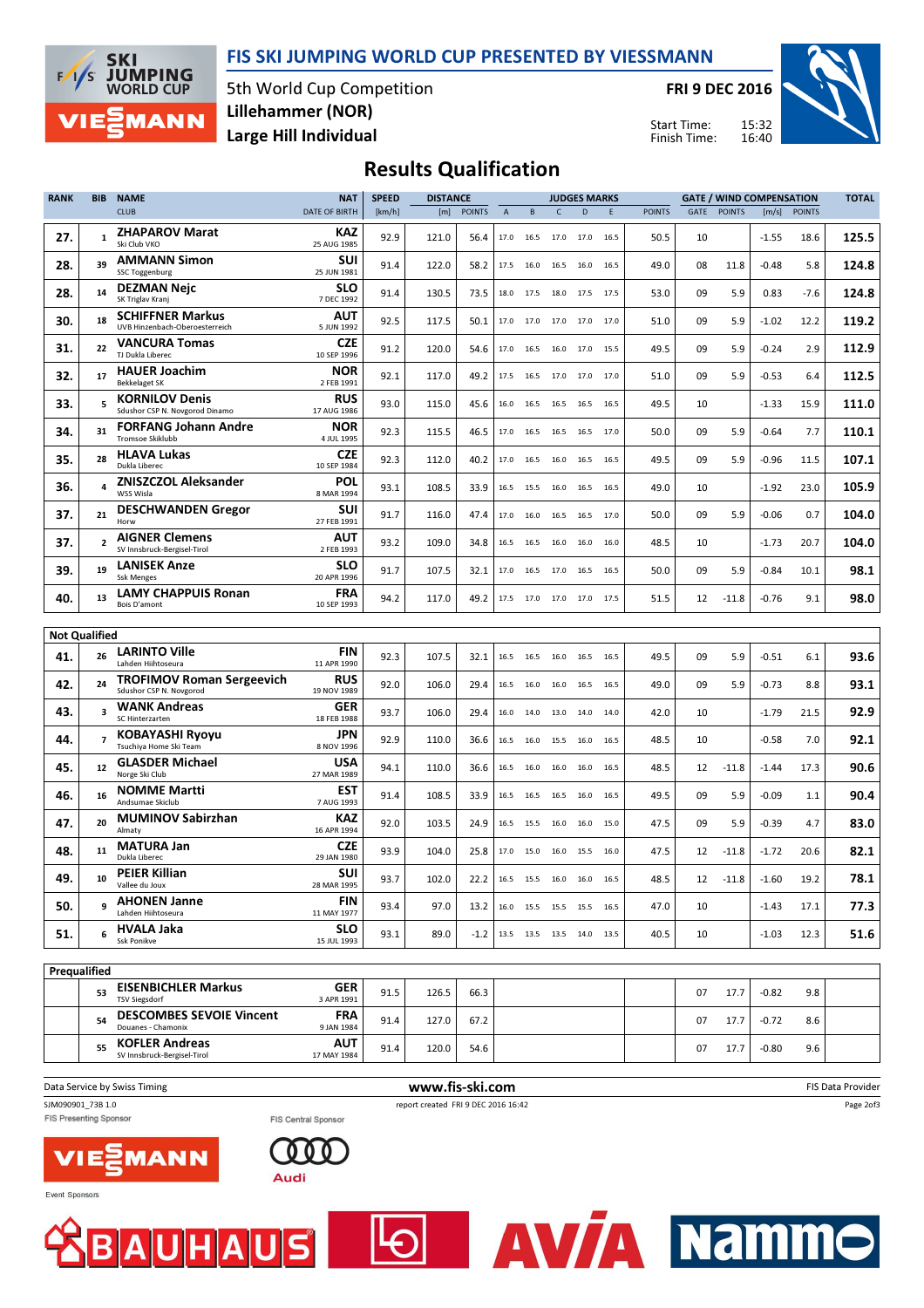# FIS SKI JUMPING WORLD CUP PRESENTED BY VIESSMANN

5th World Cup Competition
Lillehammer (NOR)
Large Hill Individual

FRI 9 DEC 2016

Start Time: 15:32
Finish Time: 16:40

## Results Qualification

| RANK | BIB | NAME / CLUB | NAT / DATE OF BIRTH | SPEED [km/h] | DISTANCE [m] | DISTANCE POINTS | A | B | C | D | E | JUDGES POINTS | GATE | GATE POINTS | WIND [m/s] | WIND POINTS | TOTAL |
|---|---|---|---|---|---|---|---|---|---|---|---|---|---|---|---|---|---|
| 27. | 1 | ZHAPAROV Marat / Ski Club VKO | KAZ / 25 AUG 1985 | 92.9 | 121.0 | 56.4 | 17.0 | 16.5 | 17.0 | 17.0 | 16.5 | 50.5 | 10 | | -1.55 | 18.6 | 125.5 |
| 28. | 39 | AMMANN Simon / SSC Toggenburg | SUI / 25 JUN 1981 | 91.4 | 122.0 | 58.2 | 17.5 | 16.0 | 16.5 | 16.0 | 16.5 | 49.0 | 08 | 11.8 | -0.48 | 5.8 | 124.8 |
| 28. | 14 | DEZMAN Nejc / SK Triglav Kranj | SLO / 7 DEC 1992 | 91.4 | 130.5 | 73.5 | 18.0 | 17.5 | 18.0 | 17.5 | 17.5 | 53.0 | 09 | 5.9 | 0.83 | -7.6 | 124.8 |
| 30. | 18 | SCHIFFNER Markus / UVB Hinzenbach-Oberoesterreich | AUT / 5 JUN 1992 | 92.5 | 117.5 | 50.1 | 17.0 | 17.0 | 17.0 | 17.0 | 17.0 | 51.0 | 09 | 5.9 | -1.02 | 12.2 | 119.2 |
| 31. | 22 | VANCURA Tomas / TJ Dukla Liberec | CZE / 10 SEP 1996 | 91.2 | 120.0 | 54.6 | 17.0 | 16.5 | 16.0 | 17.0 | 15.5 | 49.5 | 09 | 5.9 | -0.24 | 2.9 | 112.9 |
| 32. | 17 | HAUER Joachim / Bekkelaget SK | NOR / 2 FEB 1991 | 92.1 | 117.0 | 49.2 | 17.5 | 16.5 | 17.0 | 17.0 | 17.0 | 51.0 | 09 | 5.9 | -0.53 | 6.4 | 112.5 |
| 33. | 5 | KORNILOV Denis / Sdushor CSP N. Novgorod Dinamo | RUS / 17 AUG 1986 | 93.0 | 115.0 | 45.6 | 16.0 | 16.5 | 16.5 | 16.5 | 16.5 | 49.5 | 10 | | -1.33 | 15.9 | 111.0 |
| 34. | 31 | FORFANG Johann Andre / Tromsoe Skiklubb | NOR / 4 JUL 1995 | 92.3 | 115.5 | 46.5 | 17.0 | 16.5 | 16.5 | 16.5 | 17.0 | 50.0 | 09 | 5.9 | -0.64 | 7.7 | 110.1 |
| 35. | 28 | HLAVA Lukas / Dukla Liberec | CZE / 10 SEP 1984 | 92.3 | 112.0 | 40.2 | 17.0 | 16.5 | 16.0 | 16.5 | 16.5 | 49.5 | 09 | 5.9 | -0.96 | 11.5 | 107.1 |
| 36. | 4 | ZNISZCZOL Aleksander / WSS Wisla | POL / 8 MAR 1994 | 93.1 | 108.5 | 33.9 | 16.5 | 15.5 | 16.0 | 16.5 | 16.5 | 49.0 | 10 | | -1.92 | 23.0 | 105.9 |
| 37. | 21 | DESCHWANDEN Gregor / Horw | SUI / 27 FEB 1991 | 91.7 | 116.0 | 47.4 | 17.0 | 16.0 | 16.5 | 16.5 | 17.0 | 50.0 | 09 | 5.9 | -0.06 | 0.7 | 104.0 |
| 37. | 2 | AIGNER Clemens / SV Innsbruck-Bergisel-Tirol | AUT / 2 FEB 1993 | 93.2 | 109.0 | 34.8 | 16.5 | 16.5 | 16.0 | 16.0 | 16.0 | 48.5 | 10 | | -1.73 | 20.7 | 104.0 |
| 39. | 19 | LANISEK Anze / Ssk Menges | SLO / 20 APR 1996 | 91.7 | 107.5 | 32.1 | 17.0 | 16.5 | 17.0 | 16.5 | 16.5 | 50.0 | 09 | 5.9 | -0.84 | 10.1 | 98.1 |
| 40. | 13 | LAMY CHAPPUIS Ronan / Bois D'amont | FRA / 10 SEP 1993 | 94.2 | 117.0 | 49.2 | 17.5 | 17.0 | 17.0 | 17.0 | 17.5 | 51.5 | 12 | -11.8 | -0.76 | 9.1 | 98.0 |

### Not Qualified

| RANK | BIB | NAME / CLUB | NAT / DATE OF BIRTH | SPEED [km/h] | DISTANCE [m] | DISTANCE POINTS | A | B | C | D | E | JUDGES POINTS | GATE | GATE POINTS | WIND [m/s] | WIND POINTS | TOTAL |
|---|---|---|---|---|---|---|---|---|---|---|---|---|---|---|---|---|---|
| 41. | 26 | LARINTO Ville / Lahden Hiihtoseura | FIN / 11 APR 1990 | 92.3 | 107.5 | 32.1 | 16.5 | 16.5 | 16.0 | 16.5 | 16.5 | 49.5 | 09 | 5.9 | -0.51 | 6.1 | 93.6 |
| 42. | 24 | TROFIMOV Roman Sergeevich / Sdushor CSP N. Novgorod | RUS / 19 NOV 1989 | 92.0 | 106.0 | 29.4 | 16.5 | 16.0 | 16.0 | 16.5 | 16.5 | 49.0 | 09 | 5.9 | -0.73 | 8.8 | 93.1 |
| 43. | 3 | WANK Andreas / SC Hinterzarten | GER / 18 FEB 1988 | 93.7 | 106.0 | 29.4 | 16.0 | 14.0 | 13.0 | 14.0 | 14.0 | 42.0 | 10 | | -1.79 | 21.5 | 92.9 |
| 44. | 7 | KOBAYASHI Ryoyu / Tsuchiya Home Ski Team | JPN / 8 NOV 1996 | 92.9 | 110.0 | 36.6 | 16.5 | 16.0 | 15.5 | 16.0 | 16.5 | 48.5 | 10 | | -0.58 | 7.0 | 92.1 |
| 45. | 12 | GLASDER Michael / Norge Ski Club | USA / 27 MAR 1989 | 94.1 | 110.0 | 36.6 | 16.5 | 16.0 | 16.0 | 16.0 | 16.5 | 48.5 | 12 | -11.8 | -1.44 | 17.3 | 90.6 |
| 46. | 16 | NOMME Martti / Andsumae Skiclub | EST / 7 AUG 1993 | 91.4 | 108.5 | 33.9 | 16.5 | 16.5 | 16.5 | 16.0 | 16.5 | 49.5 | 09 | 5.9 | -0.09 | 1.1 | 90.4 |
| 47. | 20 | MUMINOV Sabirzhan / Almaty | KAZ / 16 APR 1994 | 92.0 | 103.5 | 24.9 | 16.5 | 15.5 | 16.0 | 16.0 | 15.0 | 47.5 | 09 | 5.9 | -0.39 | 4.7 | 83.0 |
| 48. | 11 | MATURA Jan / Dukla Liberec | CZE / 29 JAN 1980 | 93.9 | 104.0 | 25.8 | 17.0 | 15.0 | 16.0 | 15.5 | 16.0 | 47.5 | 12 | -11.8 | -1.72 | 20.6 | 82.1 |
| 49. | 10 | PEIER Killian / Vallee du Joux | SUI / 28 MAR 1995 | 93.7 | 102.0 | 22.2 | 16.5 | 15.5 | 16.0 | 16.0 | 16.5 | 48.5 | 12 | -11.8 | -1.60 | 19.2 | 78.1 |
| 50. | 9 | AHONEN Janne / Lahden Hiihtoseura | FIN / 11 MAY 1977 | 93.4 | 97.0 | 13.2 | 16.0 | 15.5 | 15.5 | 15.5 | 16.5 | 47.0 | 10 | | -1.43 | 17.1 | 77.3 |
| 51. | 6 | HVALA Jaka / Ssk Ponikve | SLO / 15 JUL 1993 | 93.1 | 89.0 | -1.2 | 13.5 | 13.5 | 13.5 | 14.0 | 13.5 | 40.5 | 10 | | -1.03 | 12.3 | 51.6 |

### Prequalified

| RANK | BIB | NAME / CLUB | NAT / DATE OF BIRTH | SPEED [km/h] | DISTANCE [m] | DISTANCE POINTS | A | B | C | D | E | JUDGES POINTS | GATE | GATE POINTS | WIND [m/s] | WIND POINTS | TOTAL |
|---|---|---|---|---|---|---|---|---|---|---|---|---|---|---|---|---|---|
| | 53 | EISENBICHLER Markus / TSV Siegsdorf | GER / 3 APR 1991 | 91.5 | 126.5 | 66.3 | | | | | | | 07 | 17.7 | -0.82 | 9.8 | |
| | 54 | DESCOMBES SEVOIE Vincent / Douanes - Chamonix | FRA / 9 JAN 1984 | 91.4 | 127.0 | 67.2 | | | | | | | 07 | 17.7 | -0.72 | 8.6 | |
| | 55 | KOFLER Andreas / SV Innsbruck-Bergisel-Tirol | AUT / 17 MAY 1984 | 91.4 | 120.0 | 54.6 | | | | | | | 07 | 17.7 | -0.80 | 9.6 | |

Data Service by Swiss Timing — www.fis-ski.com — FIS Data Provider

SJM090901_73B 1.0 — report created FRI 9 DEC 2016 16:42

FIS Presenting Sponsor: VIESSMANN — FIS Central Sponsor: Audi

Event Sponsors: BAUHAUS, AVIA, Nammo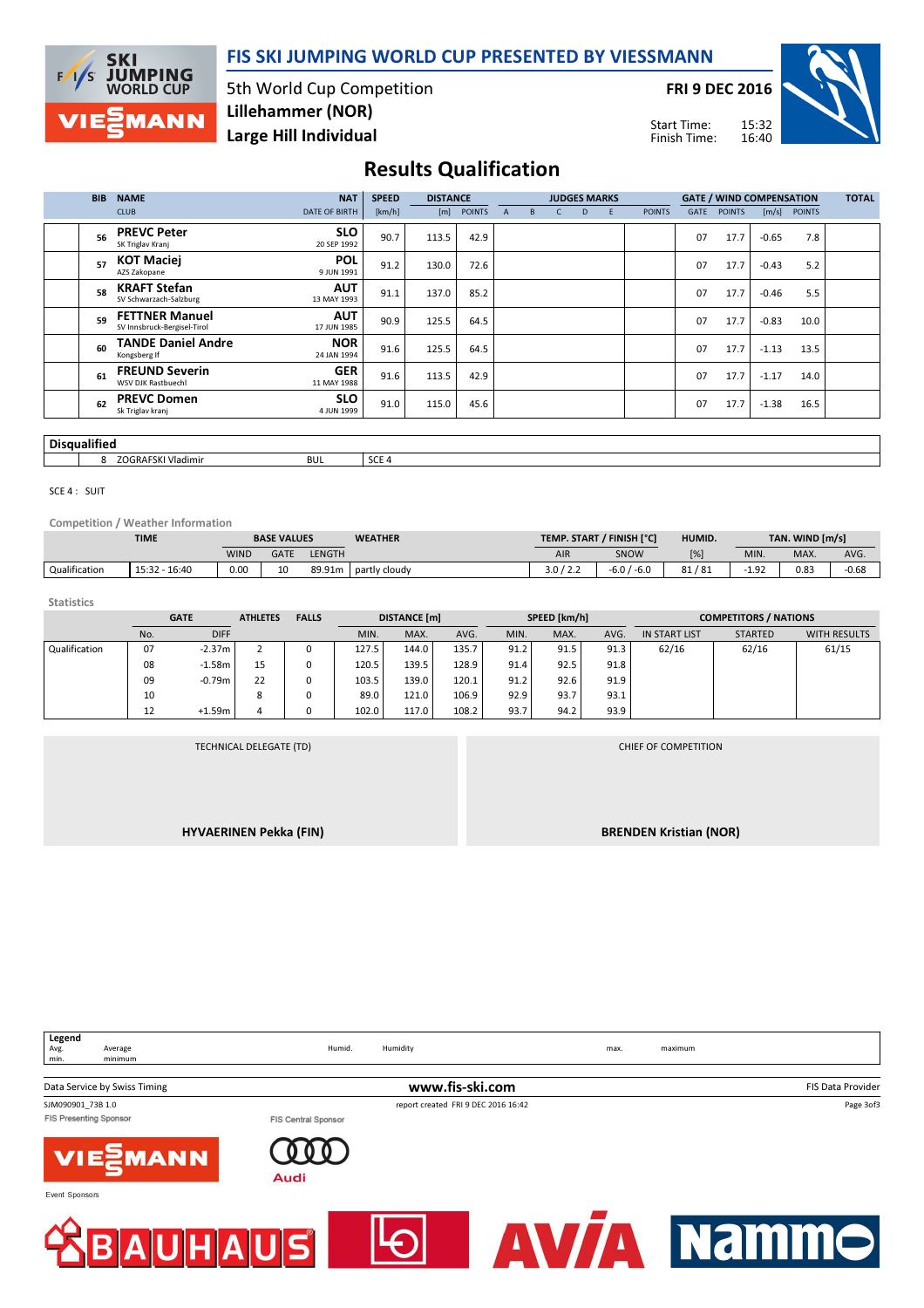# FIS SKI JUMPING WORLD CUP PRESENTED BY VIESSMANN

5th World Cup Competition
Lillehammer (NOR)
Large Hill Individual

FRI 9 DEC 2016

Start Time: 15:32
Finish Time: 16:40

## Results Qualification

| BIB | NAME / CLUB | NAT / DATE OF BIRTH | SPEED [km/h] | DISTANCE [m] | DISTANCE POINTS | A | B | C | D | E | JUDGES POINTS | GATE | GATE POINTS | WIND [m/s] | WIND POINTS | TOTAL |
|---|---|---|---|---|---|---|---|---|---|---|---|---|---|---|---|---|
| 56 | PREVC Peter<br>SK Triglav Kranj | SLO<br>20 SEP 1992 | 90.7 | 113.5 | 42.9 | | | | | | | 07 | 17.7 | -0.65 | 7.8 | |
| 57 | KOT Maciej<br>AZS Zakopane | POL<br>9 JUN 1991 | 91.2 | 130.0 | 72.6 | | | | | | | 07 | 17.7 | -0.43 | 5.2 | |
| 58 | KRAFT Stefan<br>SV Schwarzach-Salzburg | AUT<br>13 MAY 1993 | 91.1 | 137.0 | 85.2 | | | | | | | 07 | 17.7 | -0.46 | 5.5 | |
| 59 | FETTNER Manuel<br>SV Innsbruck-Bergisel-Tirol | AUT<br>17 JUN 1985 | 90.9 | 125.5 | 64.5 | | | | | | | 07 | 17.7 | -0.83 | 10.0 | |
| 60 | TANDE Daniel Andre<br>Kongsberg If | NOR<br>24 JAN 1994 | 91.6 | 125.5 | 64.5 | | | | | | | 07 | 17.7 | -1.13 | 13.5 | |
| 61 | FREUND Severin<br>WSV DJK Rastbuechl | GER<br>11 MAY 1988 | 91.6 | 113.5 | 42.9 | | | | | | | 07 | 17.7 | -1.17 | 14.0 | |
| 62 | PREVC Domen<br>Sk Triglav kranj | SLO<br>4 JUN 1999 | 91.0 | 115.0 | 45.6 | | | | | | | 07 | 17.7 | -1.38 | 16.5 | |

### Disqualified

| BIB | NAME | NAT | REASON |
|---|---|---|---|
| 8 | ZOGRAFSKI Vladimir | BUL | SCE 4 |

SCE 4 : SUIT

### Competition / Weather Information

| | TIME | BASE VALUES WIND | BASE VALUES GATE | BASE VALUES LENGTH | WEATHER | TEMP. START / FINISH [°C] AIR | TEMP. START / FINISH [°C] SNOW | HUMID. [%] | TAN. WIND [m/s] MIN. | TAN. WIND [m/s] MAX. | TAN. WIND [m/s] AVG. |
|---|---|---|---|---|---|---|---|---|---|---|---|
| Qualification | 15:32 - 16:40 | 0.00 | 10 | 89.91m | partly cloudy | 3.0 / 2.2 | -6.0 / -6.0 | 81 / 81 | -1.92 | 0.83 | -0.68 |

### Statistics

| | GATE No. | GATE DIFF | ATHLETES | FALLS | DISTANCE [m] MIN. | DISTANCE [m] MAX. | DISTANCE [m] AVG. | SPEED [km/h] MIN. | SPEED [km/h] MAX. | SPEED [km/h] AVG. | IN START LIST | STARTED | WITH RESULTS |
|---|---|---|---|---|---|---|---|---|---|---|---|---|---|
| Qualification | 07 | -2.37m | 2 | 0 | 127.5 | 144.0 | 135.7 | 91.2 | 91.5 | 91.3 | 62/16 | 62/16 | 61/15 |
| | 08 | -1.58m | 15 | 0 | 120.5 | 139.5 | 128.9 | 91.4 | 92.5 | 91.8 | | | |
| | 09 | -0.79m | 22 | 0 | 103.5 | 139.0 | 120.1 | 91.2 | 92.6 | 91.9 | | | |
| | 10 | | 8 | 0 | 89.0 | 121.0 | 106.9 | 92.9 | 93.7 | 93.1 | | | |
| | 12 | +1.59m | 4 | 0 | 102.0 | 117.0 | 108.2 | 93.7 | 94.2 | 93.9 | | | |

TECHNICAL DELEGATE (TD): HYVAERINEN Pekka (FIN)

CHIEF OF COMPETITION: BRENDEN Kristian (NOR)

Legend
Avg. Average
min. minimum
Humid. Humidity
max. maximum

Data Service by Swiss Timing — www.fis-ski.com — FIS Data Provider

SJM090901_73B 1.0 — report created FRI 9 DEC 2016 16:42

FIS Presenting Sponsor: VIESSMANN
FIS Central Sponsor: Audi
Event Sponsors: BAUHAUS, AVIA, Nammo